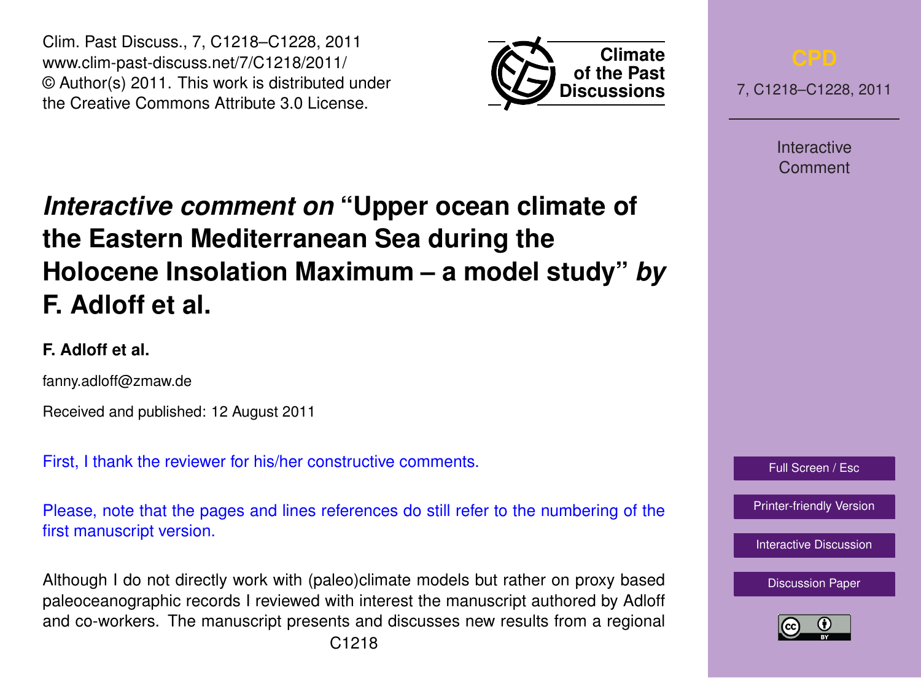# *Interactive comment on* "Upper ocean climate of the Eastern Mediterranean Sea during the Holocene Insolation Maximum – a model study" *by* F. Adloff et al.

**F. Adloff et al.**

fanny.adloff@zmaw.de

Received and published: 12 August 2011

First, I thank the reviewer for his/her constructive comments.

Please, note that the pages and lines references do still refer to the numbering of the first manuscript version.

Although I do not directly work with (paleo)climate models but rather on proxy based paleoceanographic records I reviewed with interest the manuscript authored by Adloff and co-workers. The manuscript presents and discusses new results from a regional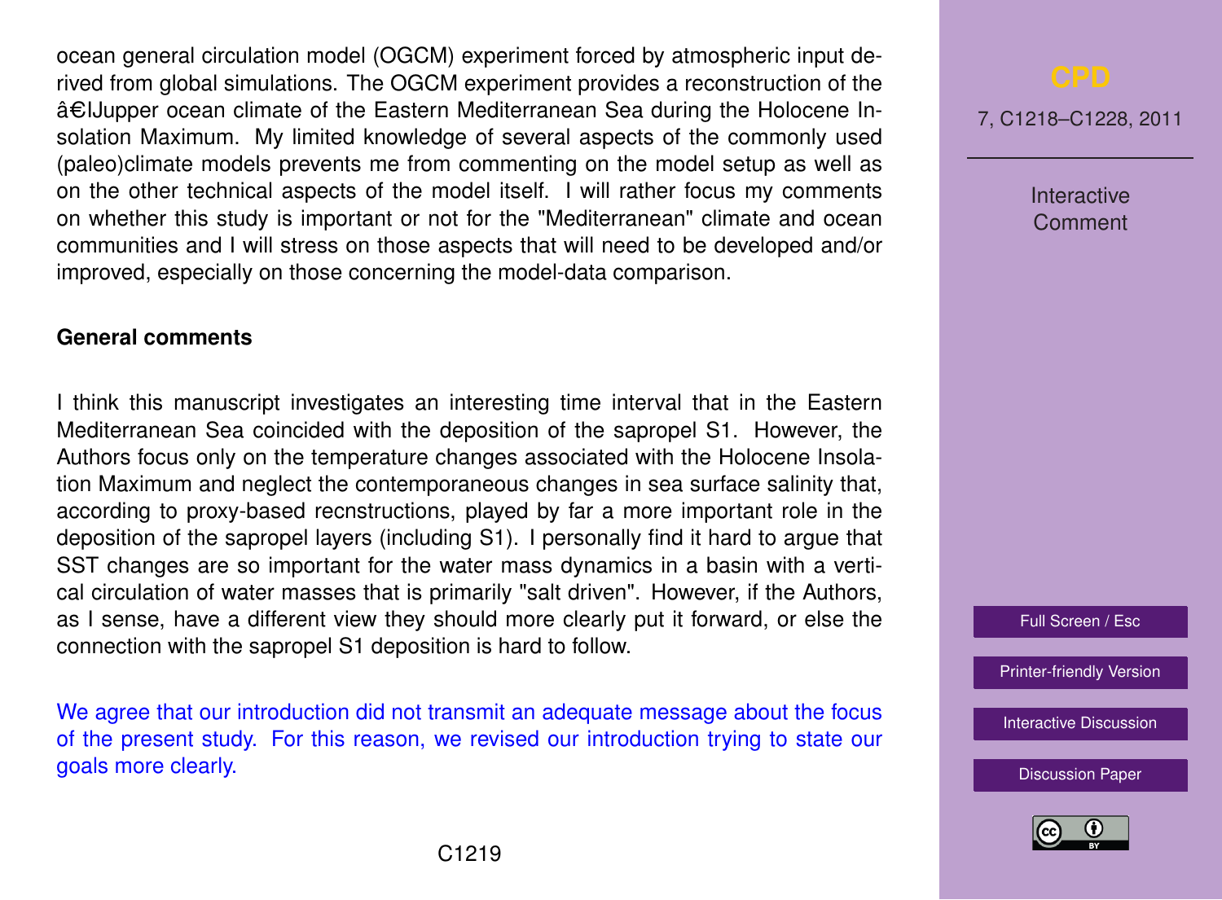ocean general circulation model (OGCM) experiment forced by atmospheric input derived from global simulations. The OGCM experiment provides a reconstruction of the â€IJupper ocean climate of the Eastern Mediterranean Sea during the Holocene Insolation Maximum. My limited knowledge of several aspects of the commonly used (paleo)climate models prevents me from commenting on the model setup as well as on the other technical aspects of the model itself. I will rather focus my comments on whether this study is important or not for the "Mediterranean" climate and ocean communities and I will stress on those aspects that will need to be developed and/or improved, especially on those concerning the model-data comparison.

**General comments**

I think this manuscript investigates an interesting time interval that in the Eastern Mediterranean Sea coincided with the deposition of the sapropel S1. However, the Authors focus only on the temperature changes associated with the Holocene Insolation Maximum and neglect the contemporaneous changes in sea surface salinity that, according to proxy-based recnstructions, played by far a more important role in the deposition of the sapropel layers (including S1). I personally find it hard to argue that SST changes are so important for the water mass dynamics in a basin with a vertical circulation of water masses that is primarily "salt driven". However, if the Authors, as I sense, have a different view they should more clearly put it forward, or else the connection with the sapropel S1 deposition is hard to follow.

We agree that our introduction did not transmit an adequate message about the focus of the present study. For this reason, we revised our introduction trying to state our goals more clearly.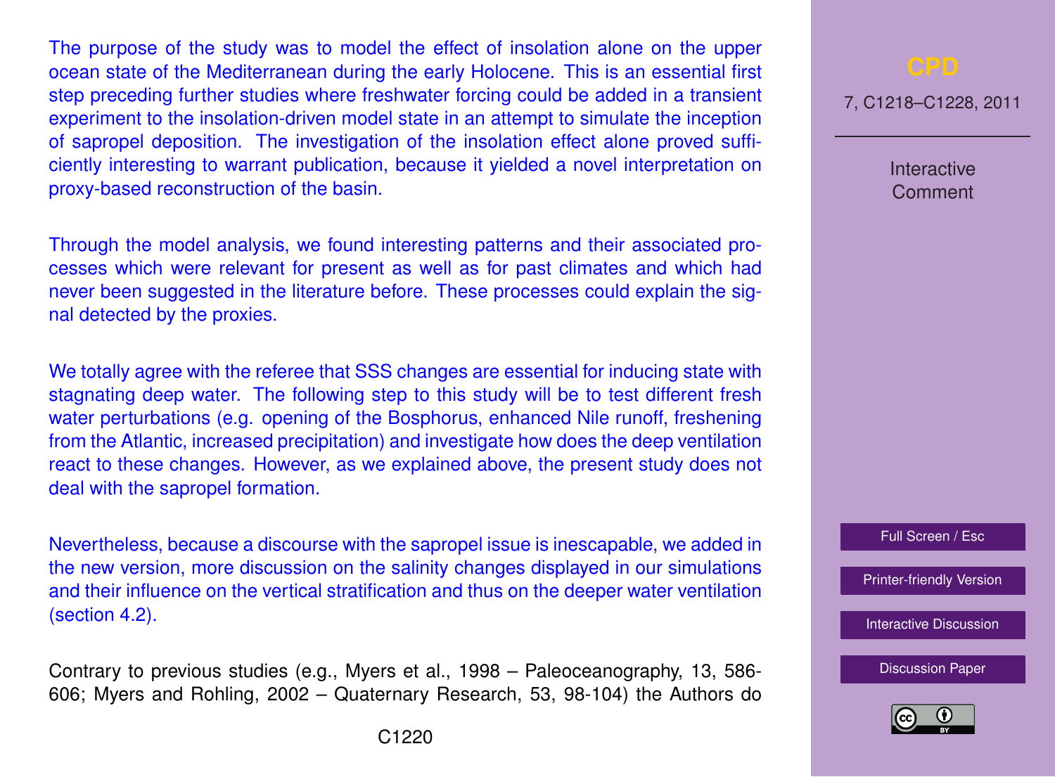The purpose of the study was to model the effect of insolation alone on the upper ocean state of the Mediterranean during the early Holocene. This is an essential first step preceding further studies where freshwater forcing could be added in a transient experiment to the insolation-driven model state in an attempt to simulate the inception of sapropel deposition. The investigation of the insolation effect alone proved sufficiently interesting to warrant publication, because it yielded a novel interpretation on proxy-based reconstruction of the basin.

Through the model analysis, we found interesting patterns and their associated processes which were relevant for present as well as for past climates and which had never been suggested in the literature before. These processes could explain the signal detected by the proxies.

We totally agree with the referee that SSS changes are essential for inducing state with stagnating deep water. The following step to this study will be to test different fresh water perturbations (e.g. opening of the Bosphorus, enhanced Nile runoff, freshening from the Atlantic, increased precipitation) and investigate how does the deep ventilation react to these changes. However, as we explained above, the present study does not deal with the sapropel formation.

Nevertheless, because a discourse with the sapropel issue is inescapable, we added in the new version, more discussion on the salinity changes displayed in our simulations and their influence on the vertical stratification and thus on the deeper water ventilation (section 4.2).

Contrary to previous studies (e.g., Myers et al., 1998 – Paleoceanography, 13, 586-606; Myers and Rohling, 2002 – Quaternary Research, 53, 98-104) the Authors do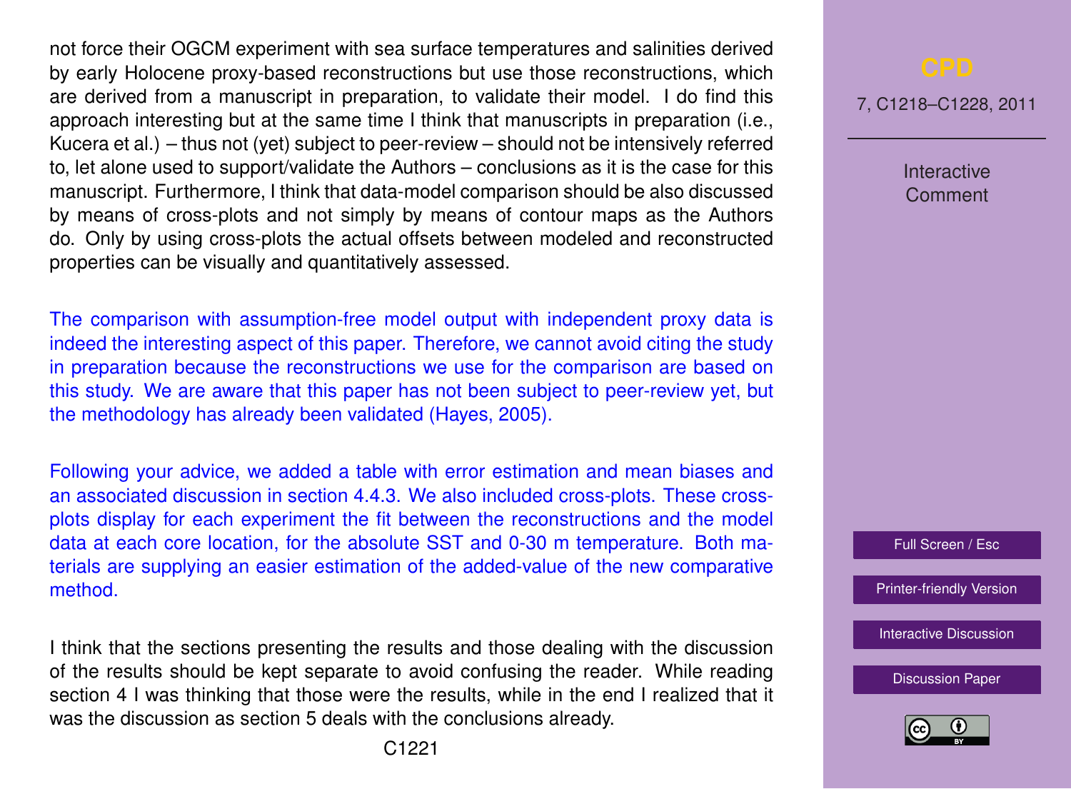not force their OGCM experiment with sea surface temperatures and salinities derived by early Holocene proxy-based reconstructions but use those reconstructions, which are derived from a manuscript in preparation, to validate their model. I do find this approach interesting but at the same time I think that manuscripts in preparation (i.e., Kucera et al.) – thus not (yet) subject to peer-review – should not be intensively referred to, let alone used to support/validate the Authors – conclusions as it is the case for this manuscript. Furthermore, I think that data-model comparison should be also discussed by means of cross-plots and not simply by means of contour maps as the Authors do. Only by using cross-plots the actual offsets between modeled and reconstructed properties can be visually and quantitatively assessed.

The comparison with assumption-free model output with independent proxy data is indeed the interesting aspect of this paper. Therefore, we cannot avoid citing the study in preparation because the reconstructions we use for the comparison are based on this study. We are aware that this paper has not been subject to peer-review yet, but the methodology has already been validated (Hayes, 2005).

Following your advice, we added a table with error estimation and mean biases and an associated discussion in section 4.4.3. We also included cross-plots. These cross-plots display for each experiment the fit between the reconstructions and the model data at each core location, for the absolute SST and 0-30 m temperature. Both materials are supplying an easier estimation of the added-value of the new comparative method.

I think that the sections presenting the results and those dealing with the discussion of the results should be kept separate to avoid confusing the reader. While reading section 4 I was thinking that those were the results, while in the end I realized that it was the discussion as section 5 deals with the conclusions already.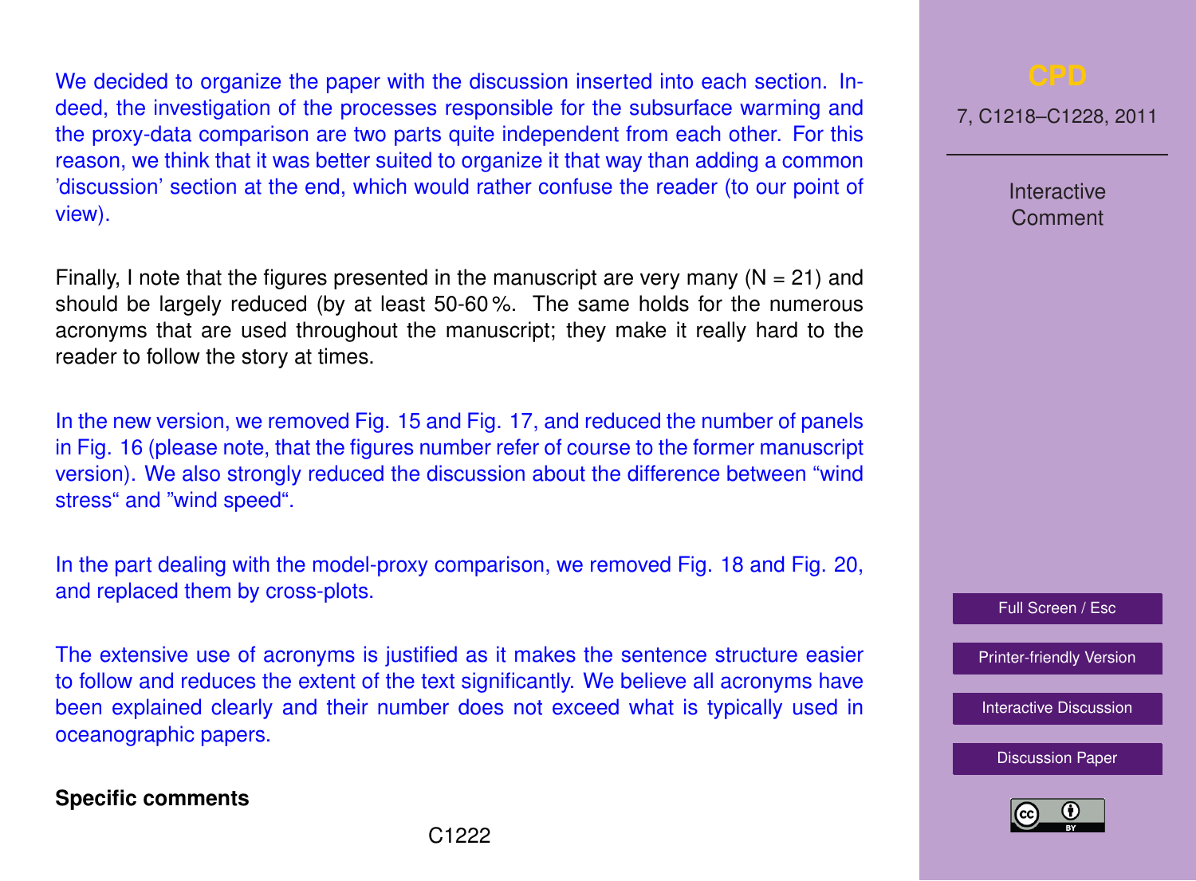We decided to organize the paper with the discussion inserted into each section. Indeed, the investigation of the processes responsible for the subsurface warming and the proxy-data comparison are two parts quite independent from each other. For this reason, we think that it was better suited to organize it that way than adding a common 'discussion' section at the end, which would rather confuse the reader (to our point of view).

Finally, I note that the figures presented in the manuscript are very many (N = 21) and should be largely reduced (by at least 50-60 %. The same holds for the numerous acronyms that are used throughout the manuscript; they make it really hard to the reader to follow the story at times.

In the new version, we removed Fig. 15 and Fig. 17, and reduced the number of panels in Fig. 16 (please note, that the figures number refer of course to the former manuscript version). We also strongly reduced the discussion about the difference between "wind stress" and "wind speed".

In the part dealing with the model-proxy comparison, we removed Fig. 18 and Fig. 20, and replaced them by cross-plots.

The extensive use of acronyms is justified as it makes the sentence structure easier to follow and reduces the extent of the text significantly. We believe all acronyms have been explained clearly and their number does not exceed what is typically used in oceanographic papers.

**Specific comments**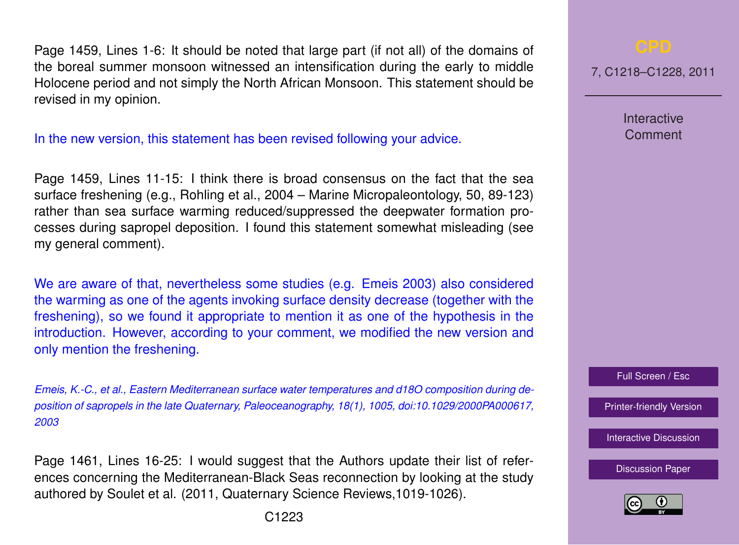Page 1459, Lines 1-6: It should be noted that large part (if not all) of the domains of the boreal summer monsoon witnessed an intensification during the early to middle Holocene period and not simply the North African Monsoon. This statement should be revised in my opinion.

In the new version, this statement has been revised following your advice.

Page 1459, Lines 11-15: I think there is broad consensus on the fact that the sea surface freshening (e.g., Rohling et al., 2004 – Marine Micropaleontology, 50, 89-123) rather than sea surface warming reduced/suppressed the deepwater formation processes during sapropel deposition. I found this statement somewhat misleading (see my general comment).

We are aware of that, nevertheless some studies (e.g. Emeis 2003) also considered the warming as one of the agents invoking surface density decrease (together with the freshening), so we found it appropriate to mention it as one of the hypothesis in the introduction. However, according to your comment, we modified the new version and only mention the freshening.

*Emeis, K.-C., et al., Eastern Mediterranean surface water temperatures and d18O composition during deposition of sapropels in the late Quaternary, Paleoceanography, 18(1), 1005, doi:10.1029/2000PA000617, 2003*

Page 1461, Lines 16-25: I would suggest that the Authors update their list of references concerning the Mediterranean-Black Seas reconnection by looking at the study authored by Soulet et al. (2011, Quaternary Science Reviews,1019-1026).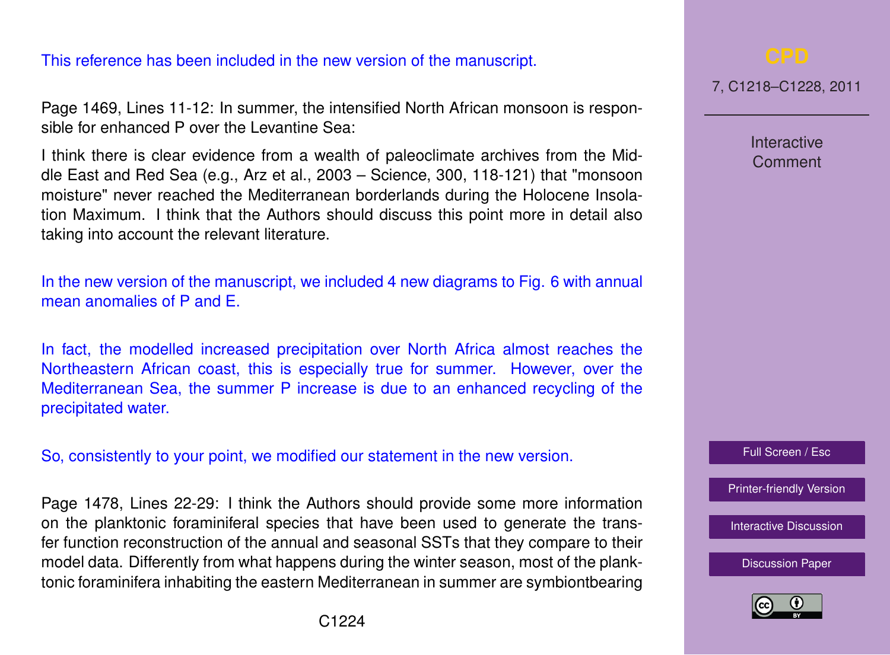This reference has been included in the new version of the manuscript.

Page 1469, Lines 11-12: In summer, the intensified North African monsoon is responsible for enhanced P over the Levantine Sea:

I think there is clear evidence from a wealth of paleoclimate archives from the Middle East and Red Sea (e.g., Arz et al., 2003 – Science, 300, 118-121) that "monsoon moisture" never reached the Mediterranean borderlands during the Holocene Insolation Maximum. I think that the Authors should discuss this point more in detail also taking into account the relevant literature.

In the new version of the manuscript, we included 4 new diagrams to Fig. 6 with annual mean anomalies of P and E.

In fact, the modelled increased precipitation over North Africa almost reaches the Northeastern African coast, this is especially true for summer. However, over the Mediterranean Sea, the summer P increase is due to an enhanced recycling of the precipitated water.

So, consistently to your point, we modified our statement in the new version.

Page 1478, Lines 22-29: I think the Authors should provide some more information on the planktonic foraminiferal species that have been used to generate the transfer function reconstruction of the annual and seasonal SSTs that they compare to their model data. Differently from what happens during the winter season, most of the planktonic foraminifera inhabiting the eastern Mediterranean in summer are symbiontbearing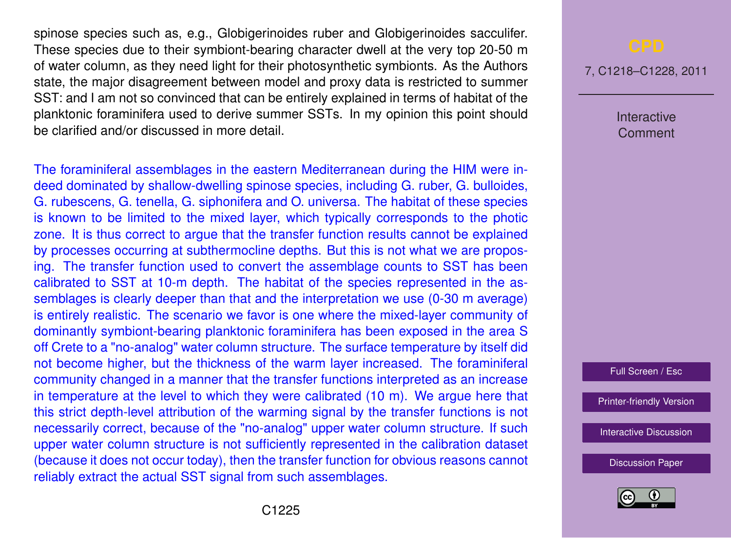spinose species such as, e.g., Globigerinoides ruber and Globigerinoides sacculifer. These species due to their symbiont-bearing character dwell at the very top 20-50 m of water column, as they need light for their photosynthetic symbionts. As the Authors state, the major disagreement between model and proxy data is restricted to summer SST: and I am not so convinced that can be entirely explained in terms of habitat of the planktonic foraminifera used to derive summer SSTs. In my opinion this point should be clarified and/or discussed in more detail.

The foraminiferal assemblages in the eastern Mediterranean during the HIM were indeed dominated by shallow-dwelling spinose species, including G. ruber, G. bulloides, G. rubescens, G. tenella, G. siphonifera and O. universa. The habitat of these species is known to be limited to the mixed layer, which typically corresponds to the photic zone. It is thus correct to argue that the transfer function results cannot be explained by processes occurring at subthermocline depths. But this is not what we are proposing. The transfer function used to convert the assemblage counts to SST has been calibrated to SST at 10-m depth. The habitat of the species represented in the assemblages is clearly deeper than that and the interpretation we use (0-30 m average) is entirely realistic. The scenario we favor is one where the mixed-layer community of dominantly symbiont-bearing planktonic foraminifera has been exposed in the area S off Crete to a "no-analog" water column structure. The surface temperature by itself did not become higher, but the thickness of the warm layer increased. The foraminiferal community changed in a manner that the transfer functions interpreted as an increase in temperature at the level to which they were calibrated (10 m). We argue here that this strict depth-level attribution of the warming signal by the transfer functions is not necessarily correct, because of the "no-analog" upper water column structure. If such upper water column structure is not sufficiently represented in the calibration dataset (because it does not occur today), then the transfer function for obvious reasons cannot reliably extract the actual SST signal from such assemblages.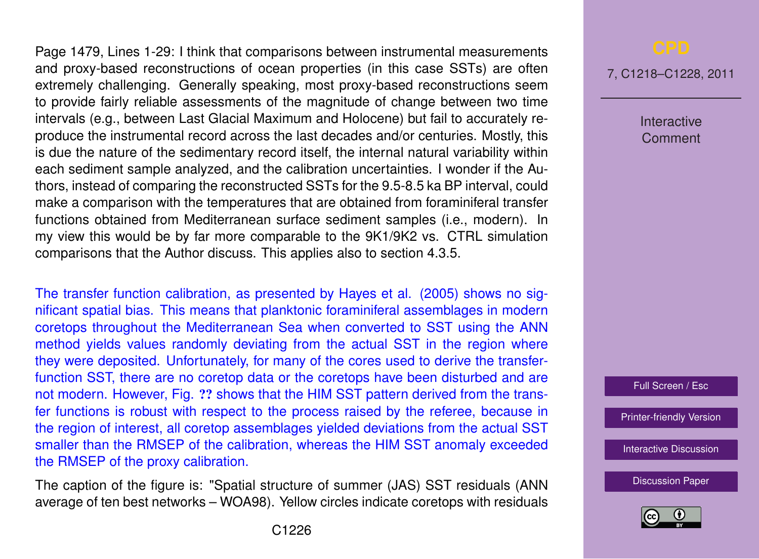Page 1479, Lines 1-29: I think that comparisons between instrumental measurements and proxy-based reconstructions of ocean properties (in this case SSTs) are often extremely challenging. Generally speaking, most proxy-based reconstructions seem to provide fairly reliable assessments of the magnitude of change between two time intervals (e.g., between Last Glacial Maximum and Holocene) but fail to accurately reproduce the instrumental record across the last decades and/or centuries. Mostly, this is due the nature of the sedimentary record itself, the internal natural variability within each sediment sample analyzed, and the calibration uncertainties. I wonder if the Authors, instead of comparing the reconstructed SSTs for the 9.5-8.5 ka BP interval, could make a comparison with the temperatures that are obtained from foraminiferal transfer functions obtained from Mediterranean surface sediment samples (i.e., modern). In my view this would be by far more comparable to the 9K1/9K2 vs. CTRL simulation comparisons that the Author discuss. This applies also to section 4.3.5.

The transfer function calibration, as presented by Hayes et al. (2005) shows no significant spatial bias. This means that planktonic foraminiferal assemblages in modern coretops throughout the Mediterranean Sea when converted to SST using the ANN method yields values randomly deviating from the actual SST in the region where they were deposited. Unfortunately, for many of the cores used to derive the transfer-function SST, there are no coretop data or the coretops have been disturbed and are not modern. However, Fig. ?? shows that the HIM SST pattern derived from the transfer functions is robust with respect to the process raised by the referee, because in the region of interest, all coretop assemblages yielded deviations from the actual SST smaller than the RMSEP of the calibration, whereas the HIM SST anomaly exceeded the RMSEP of the proxy calibration.

The caption of the figure is: "Spatial structure of summer (JAS) SST residuals (ANN average of ten best networks – WOA98). Yellow circles indicate coretops with residuals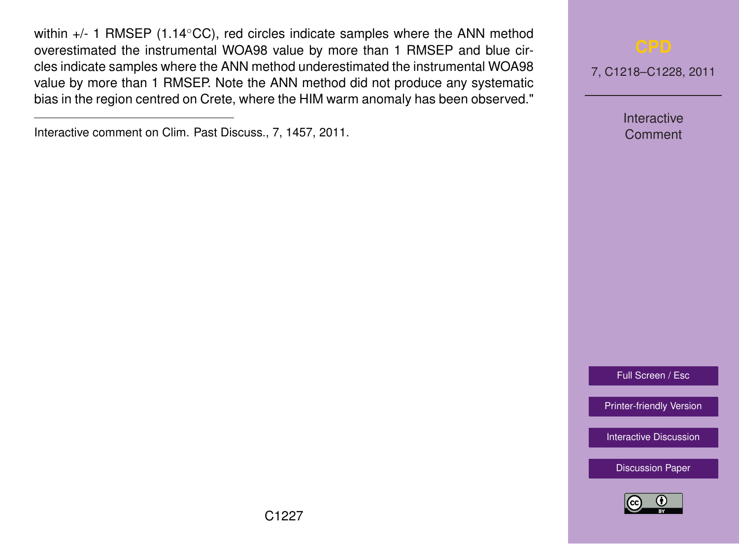within +/- 1 RMSEP (1.14°CC), red circles indicate samples where the ANN method overestimated the instrumental WOA98 value by more than 1 RMSEP and blue circles indicate samples where the ANN method underestimated the instrumental WOA98 value by more than 1 RMSEP. Note the ANN method did not produce any systematic bias in the region centred on Crete, where the HIM warm anomaly has been observed."

---

Interactive comment on Clim. Past Discuss., 7, 1457, 2011.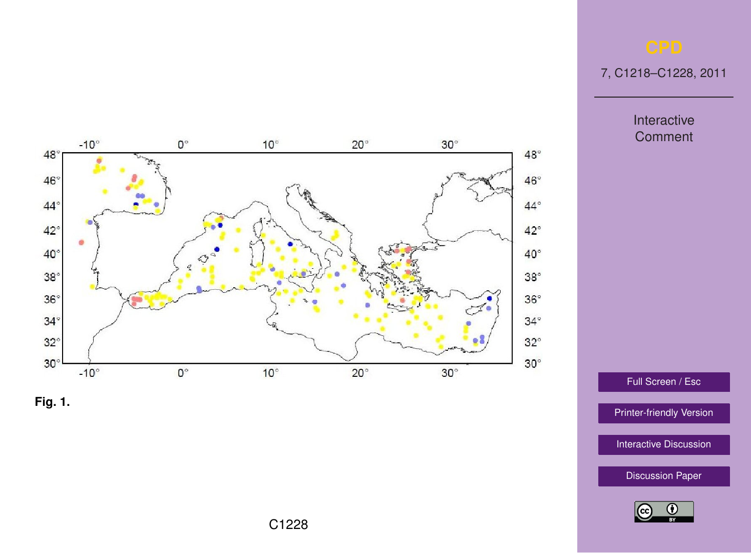-10° 0° 10° 20° 30°

48° 46° 44° 42° 40° 38° 36° 34° 32° 30°

-10° 0° 10° 20° 30°

**Fig. 1.**